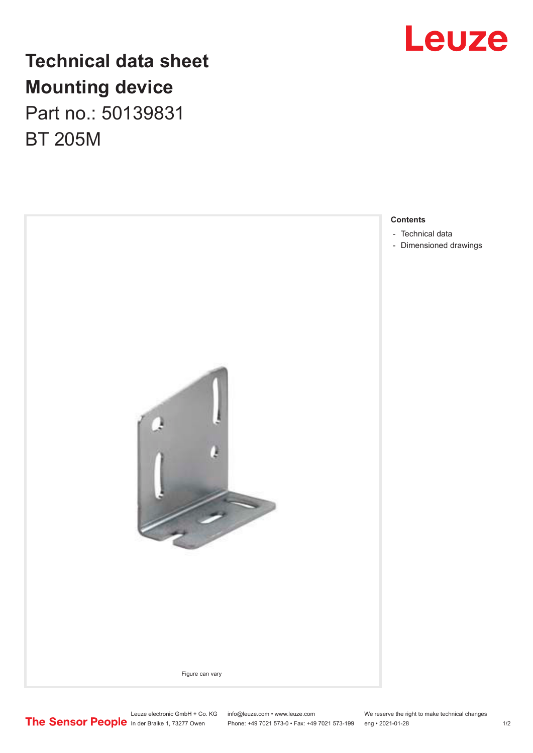# Technical data sheet
# Mounting device
Part no.: 50139831
BT 205M

Figure can vary

**Contents**

- Technical data
- Dimensioned drawings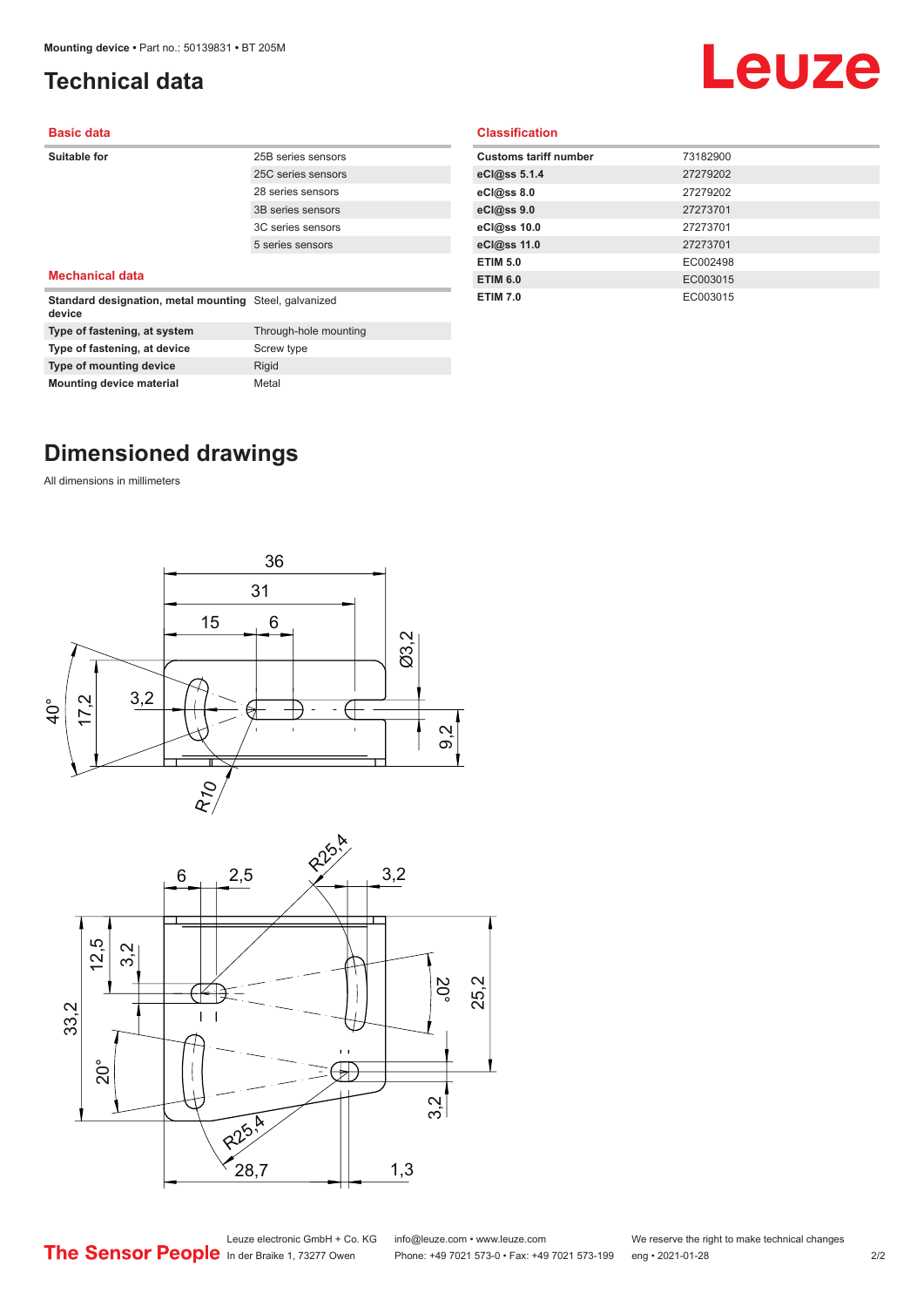# Technical data

## Basic data

| | |
|---|---|
| **Suitable for** | 25B series sensors |
| | 25C series sensors |
| | 28 series sensors |
| | 3B series sensors |
| | 3C series sensors |
| | 5 series sensors |

## Mechanical data

| | |
|---|---|
| **Standard designation, metal mounting device** | Steel, galvanized |
| **Type of fastening, at system** | Through-hole mounting |
| **Type of fastening, at device** | Screw type |
| **Type of mounting device** | Rigid |
| **Mounting device material** | Metal |

## Classification

| | |
|---|---|
| **Customs tariff number** | 73182900 |
| **eCl@ss 5.1.4** | 27279202 |
| **eCl@ss 8.0** | 27279202 |
| **eCl@ss 9.0** | 27273701 |
| **eCl@ss 10.0** | 27273701 |
| **eCl@ss 11.0** | 27273701 |
| **ETIM 5.0** | EC002498 |
| **ETIM 6.0** | EC003015 |
| **ETIM 7.0** | EC003015 |

# Dimensioned drawings

All dimensions in millimeters

36
31
15
6
Ø3,2
40°
17,2
3,2
9,2
R10

6
2,5
R25,4
3,2
12,5
3,2
33,2
20°
25,2
20°
3,2
R25,4
28,7
1,3